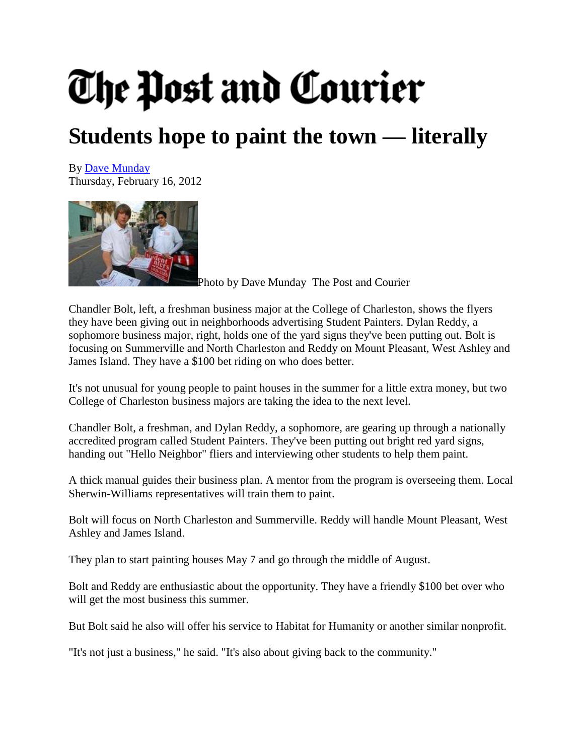# The Post and Courier

## Students hope to paint the town — literally

By Dave Munday
Thursday, February 16, 2012

Photo by Dave Munday The Post and Courier

Chandler Bolt, left, a freshman business major at the College of Charleston, shows the flyers they have been giving out in neighborhoods advertising Student Painters. Dylan Reddy, a sophomore business major, right, holds one of the yard signs they've been putting out. Bolt is focusing on Summerville and North Charleston and Reddy on Mount Pleasant, West Ashley and James Island. They have a $100 bet riding on who does better.

It's not unusual for young people to paint houses in the summer for a little extra money, but two College of Charleston business majors are taking the idea to the next level.

Chandler Bolt, a freshman, and Dylan Reddy, a sophomore, are gearing up through a nationally accredited program called Student Painters. They've been putting out bright red yard signs, handing out "Hello Neighbor" fliers and interviewing other students to help them paint.

A thick manual guides their business plan. A mentor from the program is overseeing them. Local Sherwin-Williams representatives will train them to paint.

Bolt will focus on North Charleston and Summerville. Reddy will handle Mount Pleasant, West Ashley and James Island.

They plan to start painting houses May 7 and go through the middle of August.

Bolt and Reddy are enthusiastic about the opportunity. They have a friendly $100 bet over who will get the most business this summer.

But Bolt said he also will offer his service to Habitat for Humanity or another similar nonprofit.

"It's not just a business," he said. "It's also about giving back to the community."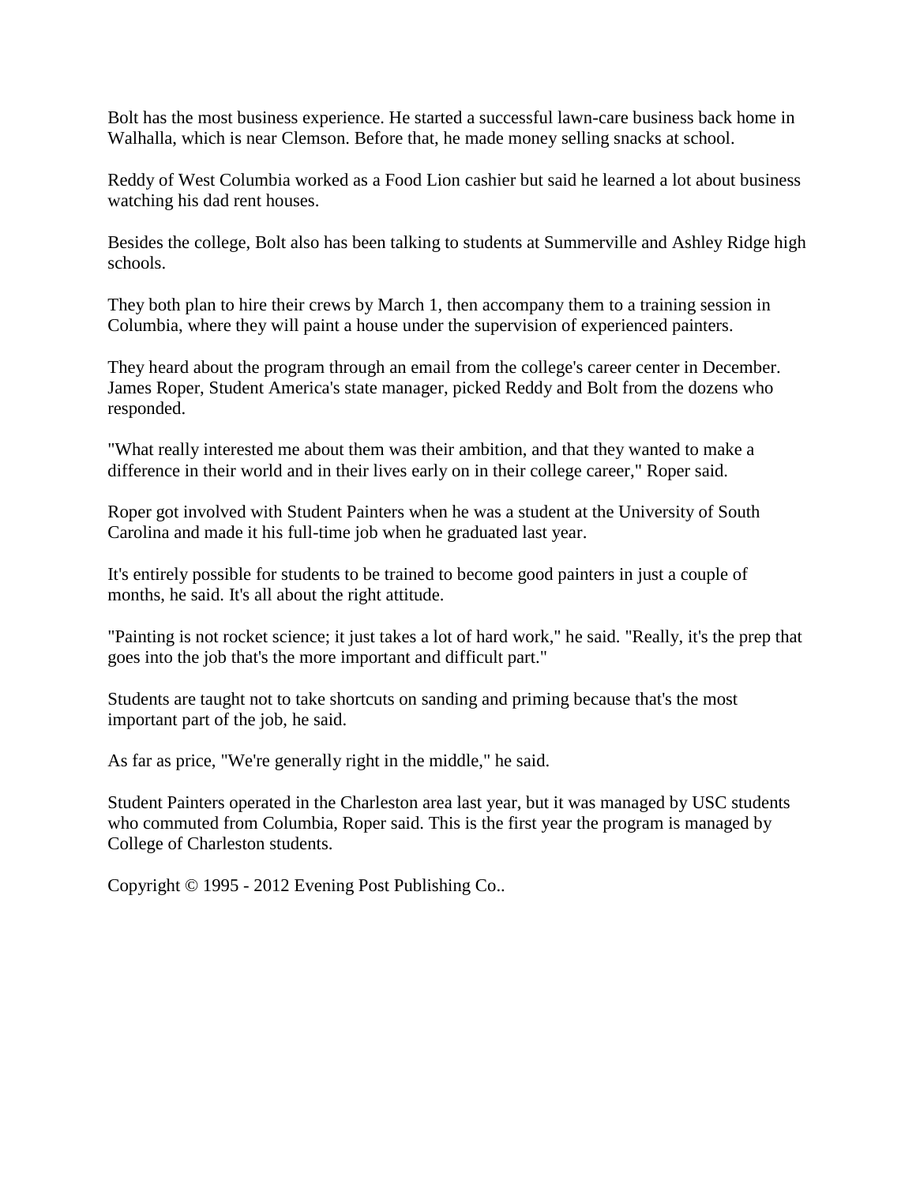Bolt has the most business experience. He started a successful lawn-care business back home in Walhalla, which is near Clemson. Before that, he made money selling snacks at school.

Reddy of West Columbia worked as a Food Lion cashier but said he learned a lot about business watching his dad rent houses.

Besides the college, Bolt also has been talking to students at Summerville and Ashley Ridge high schools.

They both plan to hire their crews by March 1, then accompany them to a training session in Columbia, where they will paint a house under the supervision of experienced painters.

They heard about the program through an email from the college's career center in December. James Roper, Student America's state manager, picked Reddy and Bolt from the dozens who responded.

"What really interested me about them was their ambition, and that they wanted to make a difference in their world and in their lives early on in their college career," Roper said.

Roper got involved with Student Painters when he was a student at the University of South Carolina and made it his full-time job when he graduated last year.

It's entirely possible for students to be trained to become good painters in just a couple of months, he said. It's all about the right attitude.

"Painting is not rocket science; it just takes a lot of hard work," he said. "Really, it's the prep that goes into the job that's the more important and difficult part."

Students are taught not to take shortcuts on sanding and priming because that's the most important part of the job, he said.

As far as price, "We're generally right in the middle," he said.

Student Painters operated in the Charleston area last year, but it was managed by USC students who commuted from Columbia, Roper said. This is the first year the program is managed by College of Charleston students.

Copyright © 1995 - 2012 Evening Post Publishing Co..